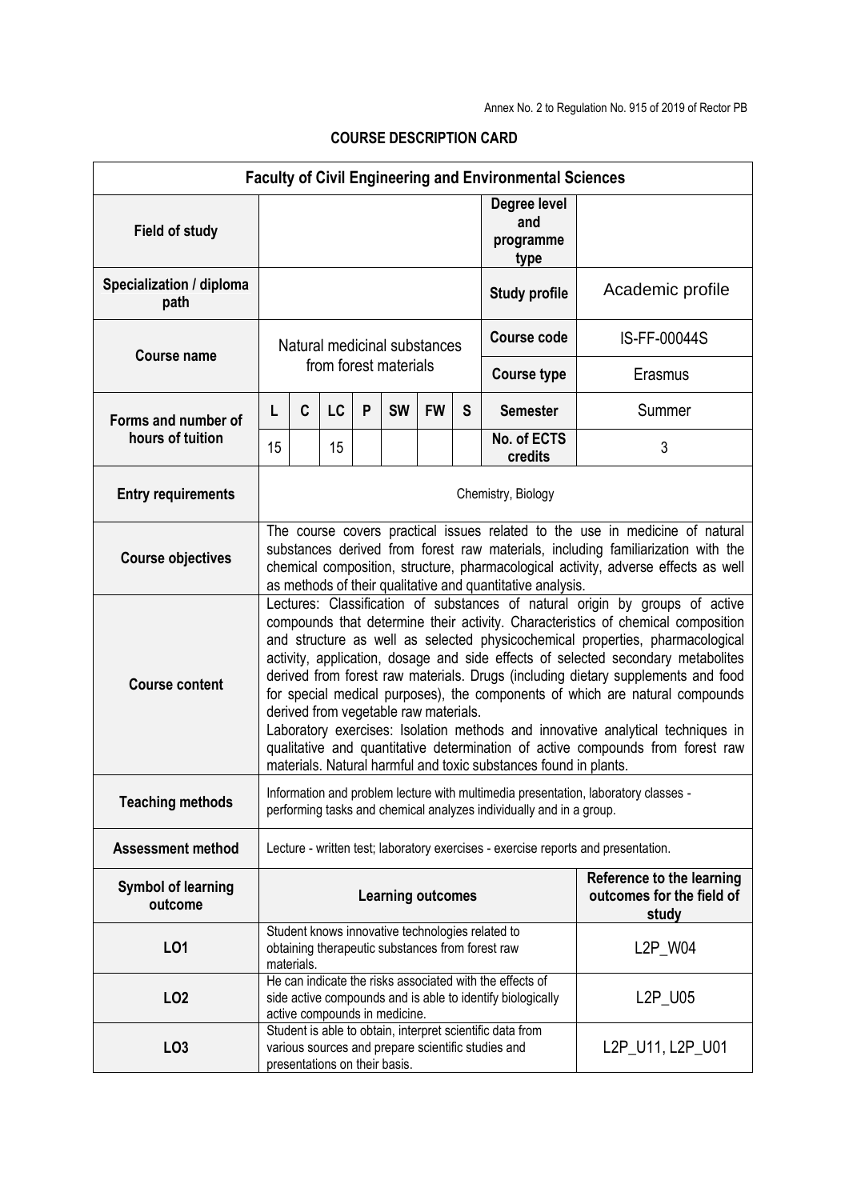Annex No. 2 to Regulation No. 915 of 2019 of Rector PB

## COURSE DESCRIPTION CARD

| Faculty of Civil Engineering and Environmental Sciences | | | | | | | | | |
|---|---|---|---|---|---|---|---|---|---|
| **Field of study** | | | | | | | | **Degree level and programme type** | |
| **Specialization / diploma path** | | | | | | | | **Study profile** | Academic profile |
| **Course name** | Natural medicinal substances from forest materials | | | | | | | **Course code** | IS-FF-00044S |
| | | | | | | | | **Course type** | Erasmus |
| **Forms and number of hours of tuition** | **L** | **C** | **LC** | **P** | **SW** | **FW** | **S** | **Semester** | Summer |
| | 15 | | 15 | | | | | **No. of ECTS credits** | 3 |
| **Entry requirements** | Chemistry, Biology | | | | | | | | |
| **Course objectives** | The course covers practical issues related to the use in medicine of natural substances derived from forest raw materials, including familiarization with the chemical composition, structure, pharmacological activity, adverse effects as well as methods of their qualitative and quantitative analysis. | | | | | | | | |
| **Course content** | Lectures: Classification of substances of natural origin by groups of active compounds that determine their activity. Characteristics of chemical composition and structure as well as selected physicochemical properties, pharmacological activity, application, dosage and side effects of selected secondary metabolites derived from forest raw materials. Drugs (including dietary supplements and food for special medical purposes), the components of which are natural compounds derived from vegetable raw materials.<br>Laboratory exercises: Isolation methods and innovative analytical techniques in qualitative and quantitative determination of active compounds from forest raw materials. Natural harmful and toxic substances found in plants. | | | | | | | | |
| **Teaching methods** | Information and problem lecture with multimedia presentation, laboratory classes - performing tasks and chemical analyzes individually and in a group. | | | | | | | | |
| **Assessment method** | Lecture - written test; laboratory exercises - exercise reports and presentation. | | | | | | | | |
| **Symbol of learning outcome** | **Learning outcomes** | | | | | | | | **Reference to the learning outcomes for the field of study** |
| **LO1** | Student knows innovative technologies related to obtaining therapeutic substances from forest raw materials. | | | | | | | | L2P_W04 |
| **LO2** | He can indicate the risks associated with the effects of side active compounds and is able to identify biologically active compounds in medicine. | | | | | | | | L2P_U05 |
| **LO3** | Student is able to obtain, interpret scientific data from various sources and prepare scientific studies and presentations on their basis. | | | | | | | | L2P_U11, L2P_U01 |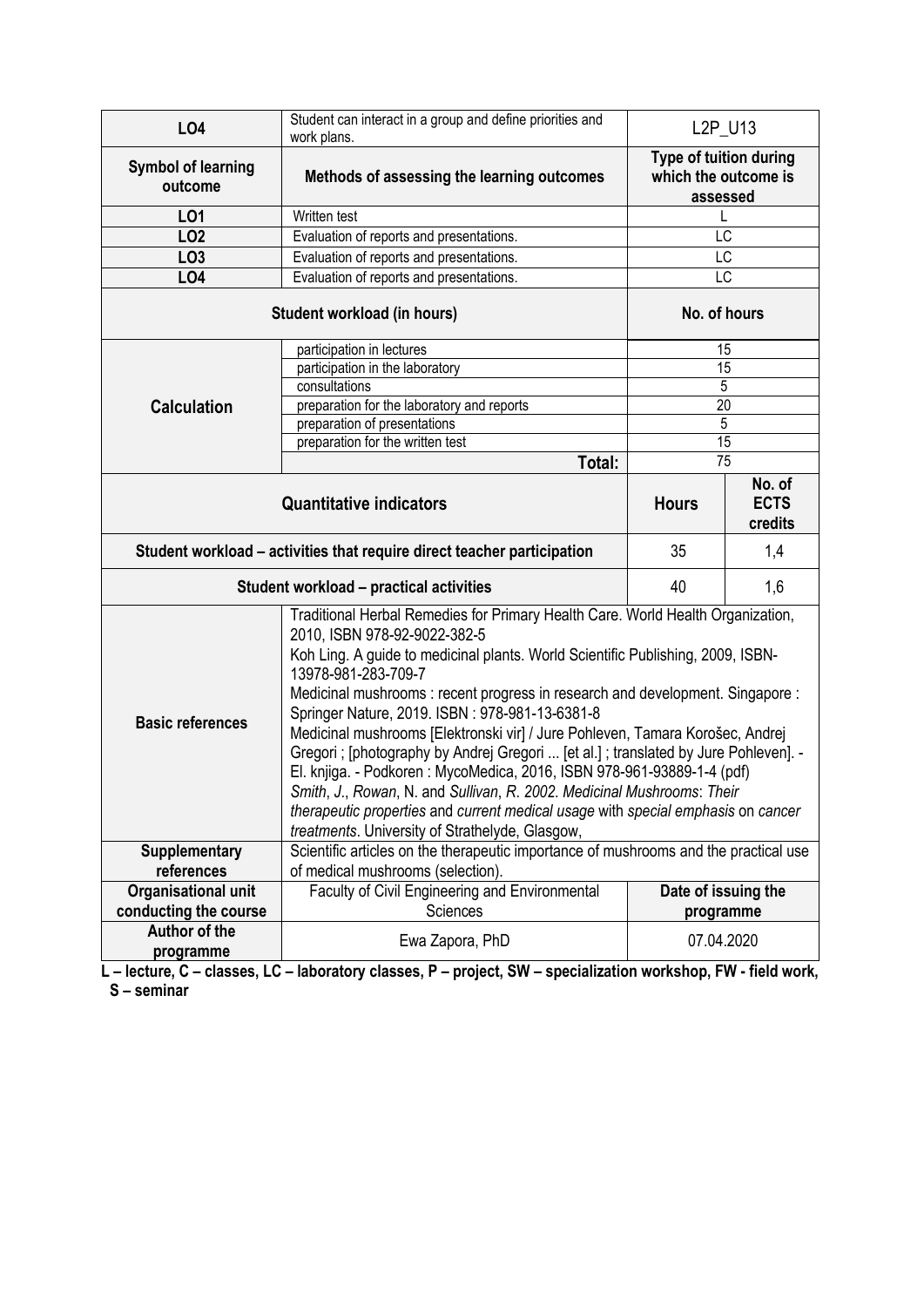| | | | |
|---|---|---|---|
| **LO4** | Student can interact in a group and define priorities and work plans. | L2P_U13 | |
| **Symbol of learning outcome** | **Methods of assessing the learning outcomes** | **Type of tuition during which the outcome is assessed** | |
| **LO1** | Written test | L | |
| **LO2** | Evaluation of reports and presentations. | LC | |
| **LO3** | Evaluation of reports and presentations. | LC | |
| **LO4** | Evaluation of reports and presentations. | LC | |
| **Student workload (in hours)** | | **No. of hours** | |
| **Calculation** | participation in lectures | 15 | |
| | participation in the laboratory | 15 | |
| | consultations | 5 | |
| | preparation for the laboratory and reports | 20 | |
| | preparation of presentations | 5 | |
| | preparation for the written test | 15 | |
| | **Total:** | 75 | |
| **Quantitative indicators** | | **Hours** | **No. of ECTS credits** |
| **Student workload – activities that require direct teacher participation** | | 35 | 1,4 |
| **Student workload – practical activities** | | 40 | 1,6 |
| **Basic references** | Traditional Herbal Remedies for Primary Health Care. World Health Organization, 2010, ISBN 978-92-9022-382-5<br>Koh Ling. A guide to medicinal plants. World Scientific Publishing, 2009, ISBN-13978-981-283-709-7<br>Medicinal mushrooms : recent progress in research and development. Singapore : Springer Nature, 2019. ISBN : 978-981-13-6381-8<br>Medicinal mushrooms [Elektronski vir] / Jure Pohleven, Tamara Korošec, Andrej Gregori ; [photography by Andrej Gregori ... [et al.] ; translated by Jure Pohleven]. - El. knjiga. - Podkoren : MycoMedica, 2016, ISBN 978-961-93889-1-4 (pdf)<br>*Smith*, *J*., *Rowan*, N. and *Sullivan*, *R*. *2002*. *Medicinal Mushrooms*: *Their therapeutic properties* and *current medical usage* with *special emphasis* on *cancer treatments*. University of Strathelyde, Glasgow, | | |
| **Supplementary references** | Scientific articles on the therapeutic importance of mushrooms and the practical use of medical mushrooms (selection). | | |
| **Organisational unit conducting the course** | Faculty of Civil Engineering and Environmental Sciences | **Date of issuing the programme** | |
| **Author of the programme** | Ewa Zapora, PhD | 07.04.2020 | |

**L – lecture, C – classes, LC – laboratory classes, P – project, SW – specialization workshop, FW - field work, S – seminar**